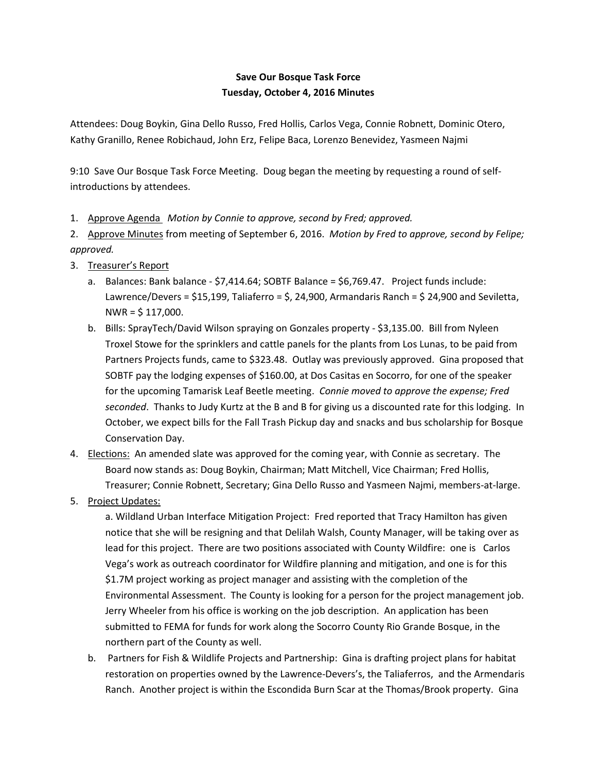**Save Our Bosque Task Force**
**Tuesday, October 4, 2016 Minutes**

Attendees: Doug Boykin, Gina Dello Russo, Fred Hollis, Carlos Vega, Connie Robnett, Dominic Otero, Kathy Granillo, Renee Robichaud, John Erz, Felipe Baca, Lorenzo Benevidez, Yasmeen Najmi

9:10 Save Our Bosque Task Force Meeting. Doug began the meeting by requesting a round of self-introductions by attendees.

1. Approve Agenda *Motion by Connie to approve, second by Fred; approved.*
2. Approve Minutes from meeting of September 6, 2016. *Motion by Fred to approve, second by Felipe; approved.*
3. Treasurer's Report
   a. Balances: Bank balance - $7,414.64; SOBTF Balance = $6,769.47. Project funds include: Lawrence/Devers = $15,199, Taliaferro = $, 24,900, Armandaris Ranch = $ 24,900 and Seviletta, NWR = $ 117,000.
   b. Bills: SprayTech/David Wilson spraying on Gonzales property - $3,135.00. Bill from Nyleen Troxel Stowe for the sprinklers and cattle panels for the plants from Los Lunas, to be paid from Partners Projects funds, came to $323.48. Outlay was previously approved. Gina proposed that SOBTF pay the lodging expenses of $160.00, at Dos Casitas en Socorro, for one of the speaker for the upcoming Tamarisk Leaf Beetle meeting. *Connie moved to approve the expense; Fred seconded*. Thanks to Judy Kurtz at the B and B for giving us a discounted rate for this lodging. In October, we expect bills for the Fall Trash Pickup day and snacks and bus scholarship for Bosque Conservation Day.
4. Elections: An amended slate was approved for the coming year, with Connie as secretary. The Board now stands as: Doug Boykin, Chairman; Matt Mitchell, Vice Chairman; Fred Hollis, Treasurer; Connie Robnett, Secretary; Gina Dello Russo and Yasmeen Najmi, members-at-large.
5. Project Updates:
   a. Wildland Urban Interface Mitigation Project: Fred reported that Tracy Hamilton has given notice that she will be resigning and that Delilah Walsh, County Manager, will be taking over as lead for this project. There are two positions associated with County Wildfire: one is Carlos Vega's work as outreach coordinator for Wildfire planning and mitigation, and one is for this $1.7M project working as project manager and assisting with the completion of the Environmental Assessment. The County is looking for a person for the project management job. Jerry Wheeler from his office is working on the job description. An application has been submitted to FEMA for funds for work along the Socorro County Rio Grande Bosque, in the northern part of the County as well.
   b. Partners for Fish & Wildlife Projects and Partnership: Gina is drafting project plans for habitat restoration on properties owned by the Lawrence-Devers's, the Taliaferros, and the Armendaris Ranch. Another project is within the Escondida Burn Scar at the Thomas/Brook property. Gina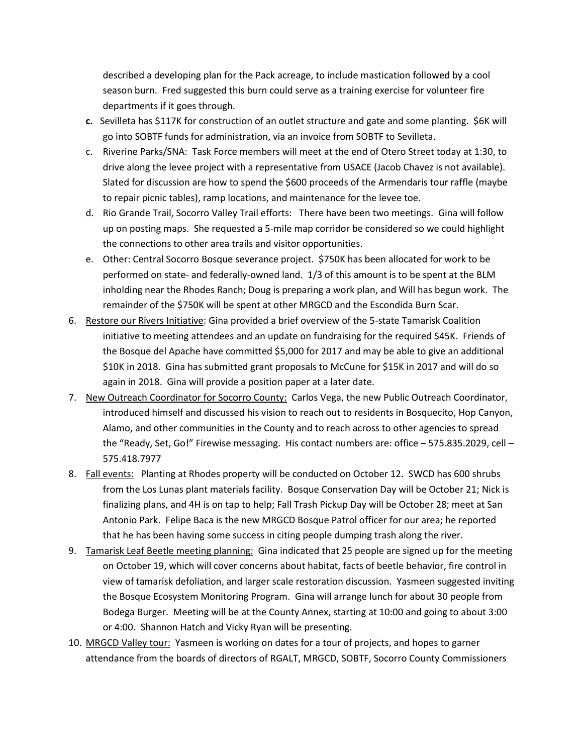described a developing plan for the Pack acreage, to include mastication followed by a cool season burn. Fred suggested this burn could serve as a training exercise for volunteer fire departments if it goes through.

   **c.** Sevilleta has $117K for construction of an outlet structure and gate and some planting. $6K will go into SOBTF funds for administration, via an invoice from SOBTF to Sevilleta.

   c. Riverine Parks/SNA: Task Force members will meet at the end of Otero Street today at 1:30, to drive along the levee project with a representative from USACE (Jacob Chavez is not available). Slated for discussion are how to spend the $600 proceeds of the Armendaris tour raffle (maybe to repair picnic tables), ramp locations, and maintenance for the levee toe.

   d. Rio Grande Trail, Socorro Valley Trail efforts: There have been two meetings. Gina will follow up on posting maps. She requested a 5-mile map corridor be considered so we could highlight the connections to other area trails and visitor opportunities.

   e. Other: Central Socorro Bosque severance project. $750K has been allocated for work to be performed on state- and federally-owned land. 1/3 of this amount is to be spent at the BLM inholding near the Rhodes Ranch; Doug is preparing a work plan, and Will has begun work. The remainder of the $750K will be spent at other MRGCD and the Escondida Burn Scar.

6. <u>Restore our Rivers Initiative</u>: Gina provided a brief overview of the 5-state Tamarisk Coalition initiative to meeting attendees and an update on fundraising for the required $45K. Friends of the Bosque del Apache have committed $5,000 for 2017 and may be able to give an additional $10K in 2018. Gina has submitted grant proposals to McCune for $15K in 2017 and will do so again in 2018. Gina will provide a position paper at a later date.
7. <u>New Outreach Coordinator for Socorro County:</u> Carlos Vega, the new Public Outreach Coordinator, introduced himself and discussed his vision to reach out to residents in Bosquecito, Hop Canyon, Alamo, and other communities in the County and to reach across to other agencies to spread the "Ready, Set, Go!" Firewise messaging. His contact numbers are: office – 575.835.2029, cell – 575.418.7977
8. <u>Fall events:</u> Planting at Rhodes property will be conducted on October 12. SWCD has 600 shrubs from the Los Lunas plant materials facility. Bosque Conservation Day will be October 21; Nick is finalizing plans, and 4H is on tap to help; Fall Trash Pickup Day will be October 28; meet at San Antonio Park. Felipe Baca is the new MRGCD Bosque Patrol officer for our area; he reported that he has been having some success in citing people dumping trash along the river.
9. <u>Tamarisk Leaf Beetle meeting planning:</u> Gina indicated that 25 people are signed up for the meeting on October 19, which will cover concerns about habitat, facts of beetle behavior, fire control in view of tamarisk defoliation, and larger scale restoration discussion. Yasmeen suggested inviting the Bosque Ecosystem Monitoring Program. Gina will arrange lunch for about 30 people from Bodega Burger. Meeting will be at the County Annex, starting at 10:00 and going to about 3:00 or 4:00. Shannon Hatch and Vicky Ryan will be presenting.
10. <u>MRGCD Valley tour:</u> Yasmeen is working on dates for a tour of projects, and hopes to garner attendance from the boards of directors of RGALT, MRGCD, SOBTF, Socorro County Commissioners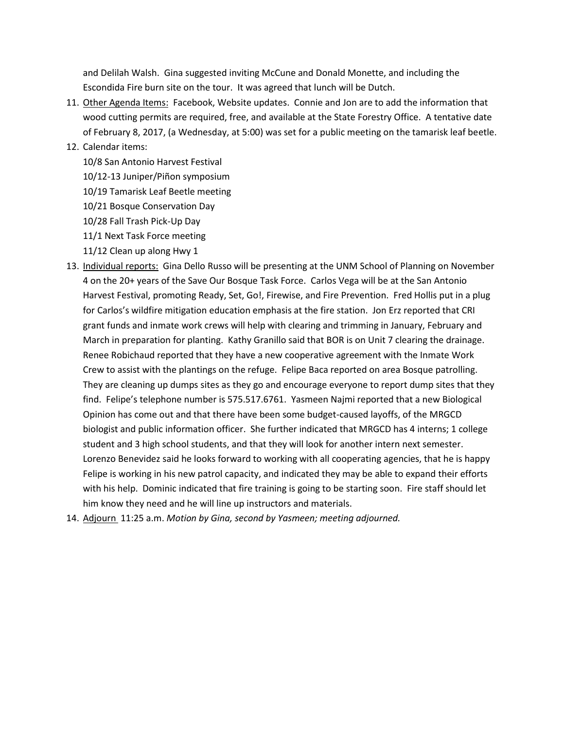and Delilah Walsh. Gina suggested inviting McCune and Donald Monette, and including the Escondida Fire burn site on the tour. It was agreed that lunch will be Dutch.

11. Other Agenda Items: Facebook, Website updates. Connie and Jon are to add the information that wood cutting permits are required, free, and available at the State Forestry Office. A tentative date of February 8, 2017, (a Wednesday, at 5:00) was set for a public meeting on the tamarisk leaf beetle.
12. Calendar items:
    10/8 San Antonio Harvest Festival
    10/12-13 Juniper/Piñon symposium
    10/19 Tamarisk Leaf Beetle meeting
    10/21 Bosque Conservation Day
    10/28 Fall Trash Pick-Up Day
    11/1 Next Task Force meeting
    11/12 Clean up along Hwy 1
13. Individual reports: Gina Dello Russo will be presenting at the UNM School of Planning on November 4 on the 20+ years of the Save Our Bosque Task Force. Carlos Vega will be at the San Antonio Harvest Festival, promoting Ready, Set, Go!, Firewise, and Fire Prevention. Fred Hollis put in a plug for Carlos's wildfire mitigation education emphasis at the fire station. Jon Erz reported that CRI grant funds and inmate work crews will help with clearing and trimming in January, February and March in preparation for planting. Kathy Granillo said that BOR is on Unit 7 clearing the drainage. Renee Robichaud reported that they have a new cooperative agreement with the Inmate Work Crew to assist with the plantings on the refuge. Felipe Baca reported on area Bosque patrolling. They are cleaning up dumps sites as they go and encourage everyone to report dump sites that they find. Felipe's telephone number is 575.517.6761. Yasmeen Najmi reported that a new Biological Opinion has come out and that there have been some budget-caused layoffs, of the MRGCD biologist and public information officer. She further indicated that MRGCD has 4 interns; 1 college student and 3 high school students, and that they will look for another intern next semester. Lorenzo Benevidez said he looks forward to working with all cooperating agencies, that he is happy Felipe is working in his new patrol capacity, and indicated they may be able to expand their efforts with his help. Dominic indicated that fire training is going to be starting soon. Fire staff should let him know they need and he will line up instructors and materials.
14. Adjourn 11:25 a.m. *Motion by Gina, second by Yasmeen; meeting adjourned.*